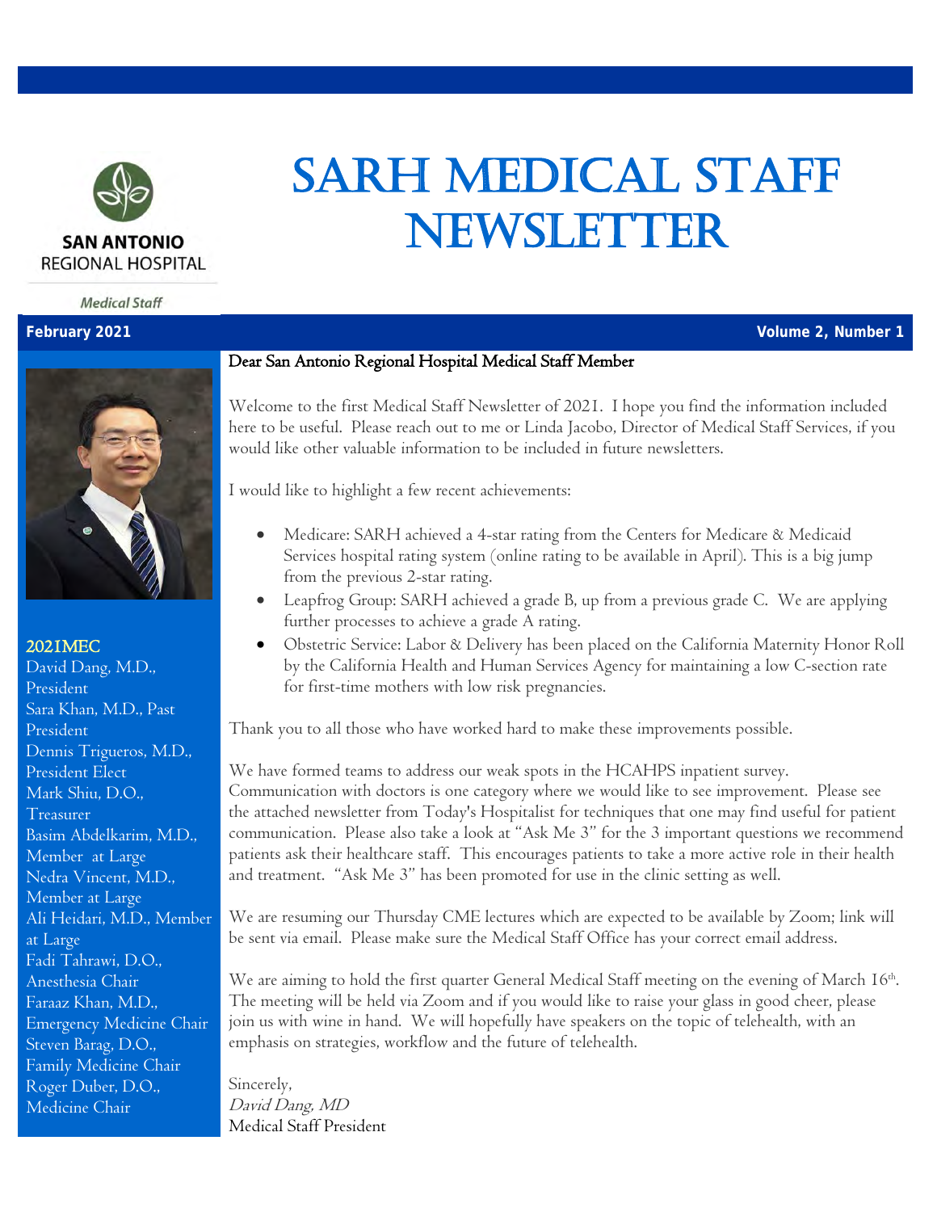SAN ANTONIO REGIONAL HOSPITAL

*Medical Staff*

# SARH MEDICAL STAFF NEWSLETTER

**February 2021** **Volume 2, Number 1**

## 2021MEC

David Dang, M.D., President
Sara Khan, M.D., Past President
Dennis Trigueros, M.D., President Elect
Mark Shiu, D.O., Treasurer
Basim Abdelkarim, M.D., Member at Large
Nedra Vincent, M.D., Member at Large
Ali Heidari, M.D., Member at Large
Fadi Tahrawi, D.O., Anesthesia Chair
Faraaz Khan, M.D., Emergency Medicine Chair
Steven Barag, D.O., Family Medicine Chair
Roger Duber, D.O., Medicine Chair

Dear San Antonio Regional Hospital Medical Staff Member

Welcome to the first Medical Staff Newsletter of 2021. I hope you find the information included here to be useful. Please reach out to me or Linda Jacobo, Director of Medical Staff Services, if you would like other valuable information to be included in future newsletters.

I would like to highlight a few recent achievements:

- Medicare: SARH achieved a 4-star rating from the Centers for Medicare & Medicaid Services hospital rating system (online rating to be available in April). This is a big jump from the previous 2-star rating.
- Leapfrog Group: SARH achieved a grade B, up from a previous grade C. We are applying further processes to achieve a grade A rating.
- Obstetric Service: Labor & Delivery has been placed on the California Maternity Honor Roll by the California Health and Human Services Agency for maintaining a low C-section rate for first-time mothers with low risk pregnancies.

Thank you to all those who have worked hard to make these improvements possible.

We have formed teams to address our weak spots in the HCAHPS inpatient survey. Communication with doctors is one category where we would like to see improvement. Please see the attached newsletter from Today's Hospitalist for techniques that one may find useful for patient communication. Please also take a look at "Ask Me 3" for the 3 important questions we recommend patients ask their healthcare staff. This encourages patients to take a more active role in their health and treatment. "Ask Me 3" has been promoted for use in the clinic setting as well.

We are resuming our Thursday CME lectures which are expected to be available by Zoom; link will be sent via email. Please make sure the Medical Staff Office has your correct email address.

We are aiming to hold the first quarter General Medical Staff meeting on the evening of March 16th. The meeting will be held via Zoom and if you would like to raise your glass in good cheer, please join us with wine in hand. We will hopefully have speakers on the topic of telehealth, with an emphasis on strategies, workflow and the future of telehealth.

Sincerely,
*David Dang, MD*
Medical Staff President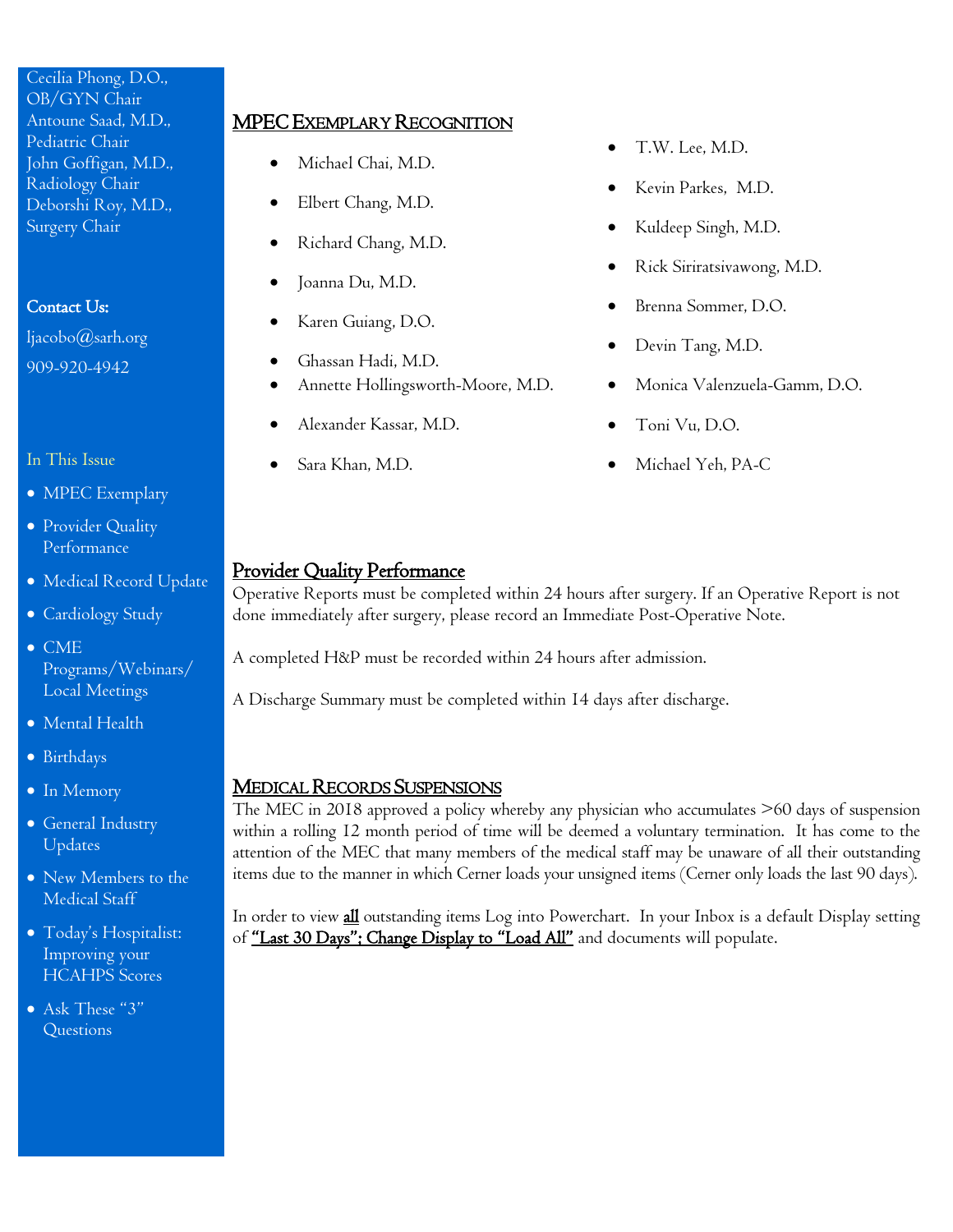Cecilia Phong, D.O., OB/GYN Chair
Antoune Saad, M.D., Pediatric Chair
John Goffigan, M.D., Radiology Chair
Deborshi Roy, M.D., Surgery Chair

**Contact Us:**

ljacobo@sarh.org

909-920-4942

In This Issue

- MPEC Exemplary
- Provider Quality Performance
- Medical Record Update
- Cardiology Study
- CME Programs/Webinars/ Local Meetings
- Mental Health
- Birthdays
- In Memory
- General Industry Updates
- New Members to the Medical Staff
- Today's Hospitalist: Improving your HCAHPS Scores
- Ask These "3" Questions

## MPEC Exemplary Recognition

- Michael Chai, M.D.
- Elbert Chang, M.D.
- Richard Chang, M.D.
- Joanna Du, M.D.
- Karen Guiang, D.O.
- Ghassan Hadi, M.D.
- Annette Hollingsworth-Moore, M.D.
- Alexander Kassar, M.D.
- Sara Khan, M.D.
- T.W. Lee, M.D.
- Kevin Parkes, M.D.
- Kuldeep Singh, M.D.
- Rick Siriratsivawong, M.D.
- Brenna Sommer, D.O.
- Devin Tang, M.D.
- Monica Valenzuela-Gamm, D.O.
- Toni Vu, D.O.
- Michael Yeh, PA-C

## Provider Quality Performance

Operative Reports must be completed within 24 hours after surgery. If an Operative Report is not done immediately after surgery, please record an Immediate Post-Operative Note.

A completed H&P must be recorded within 24 hours after admission.

A Discharge Summary must be completed within 14 days after discharge.

## Medical Records Suspensions

The MEC in 2018 approved a policy whereby any physician who accumulates >60 days of suspension within a rolling 12 month period of time will be deemed a voluntary termination. It has come to the attention of the MEC that many members of the medical staff may be unaware of all their outstanding items due to the manner in which Cerner loads your unsigned items (Cerner only loads the last 90 days).

In order to view **all** outstanding items Log into Powerchart. In your Inbox is a default Display setting of **"Last 30 Days"; Change Display to "Load All"** and documents will populate.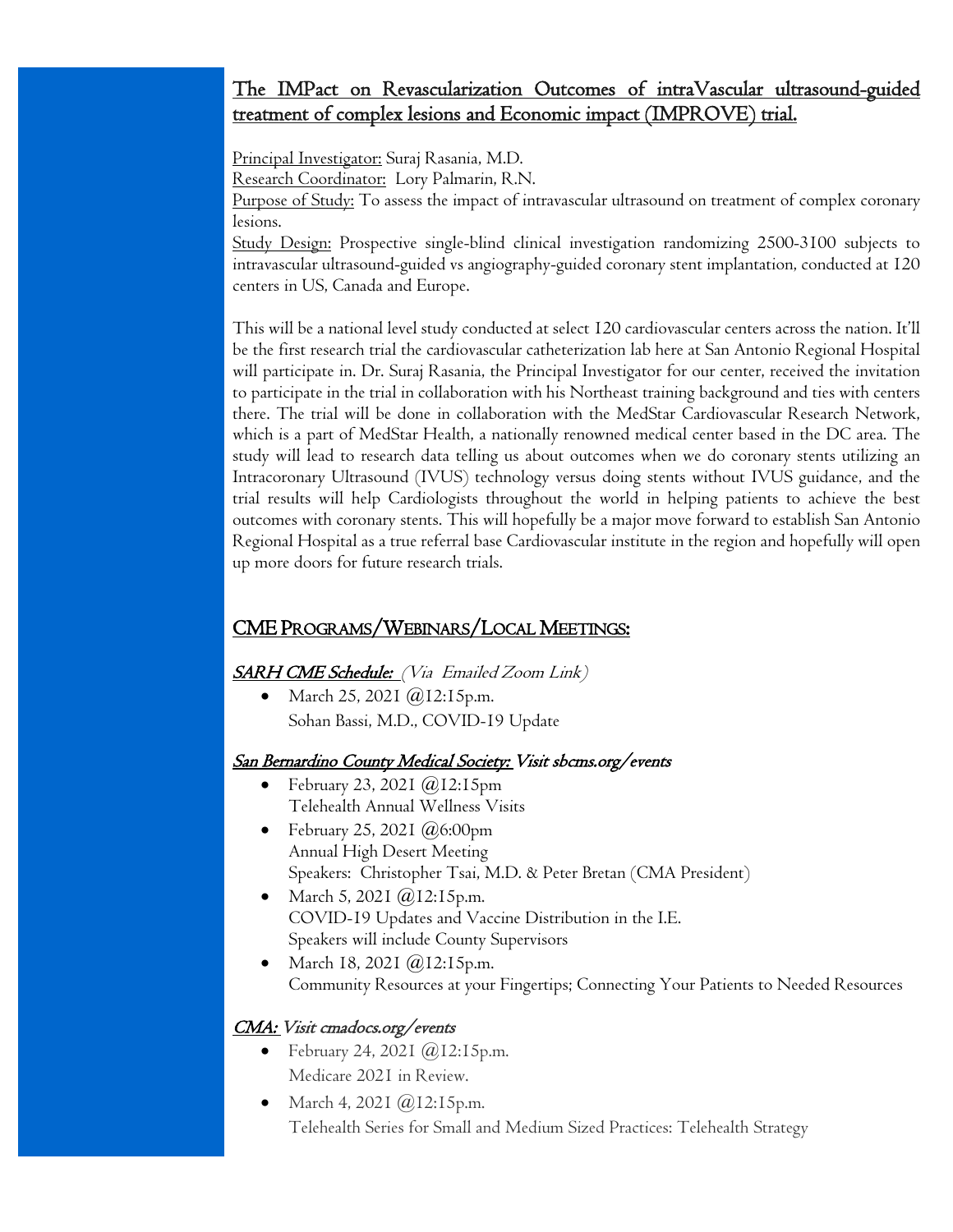## The IMPact on Revascularization Outcomes of intraVascular ultrasound-guided treatment of complex lesions and Economic impact (IMPROVE) trial.

Principal Investigator: Suraj Rasania, M.D.

Research Coordinator: Lory Palmarin, R.N.

Purpose of Study: To assess the impact of intravascular ultrasound on treatment of complex coronary lesions.

Study Design: Prospective single-blind clinical investigation randomizing 2500-3100 subjects to intravascular ultrasound-guided vs angiography-guided coronary stent implantation, conducted at 120 centers in US, Canada and Europe.

This will be a national level study conducted at select 120 cardiovascular centers across the nation. It'll be the first research trial the cardiovascular catheterization lab here at San Antonio Regional Hospital will participate in. Dr. Suraj Rasania, the Principal Investigator for our center, received the invitation to participate in the trial in collaboration with his Northeast training background and ties with centers there. The trial will be done in collaboration with the MedStar Cardiovascular Research Network, which is a part of MedStar Health, a nationally renowned medical center based in the DC area. The study will lead to research data telling us about outcomes when we do coronary stents utilizing an Intracoronary Ultrasound (IVUS) technology versus doing stents without IVUS guidance, and the trial results will help Cardiologists throughout the world in helping patients to achieve the best outcomes with coronary stents. This will hopefully be a major move forward to establish San Antonio Regional Hospital as a true referral base Cardiovascular institute in the region and hopefully will open up more doors for future research trials.

## CME Programs/Webinars/Local Meetings:

***SARH CME Schedule:*** *(Via Emailed Zoom Link)*

- March 25, 2021 @12:15p.m.
  Sohan Bassi, M.D., COVID-19 Update

***San Bernardino County Medical Society:*** *Visit sbcms.org/events*

- February 23, 2021 @12:15pm
  Telehealth Annual Wellness Visits
- February 25, 2021 @6:00pm
  Annual High Desert Meeting
  Speakers: Christopher Tsai, M.D. & Peter Bretan (CMA President)
- March 5, 2021 @12:15p.m.
  COVID-19 Updates and Vaccine Distribution in the I.E.
  Speakers will include County Supervisors
- March 18, 2021 @12:15p.m.
  Community Resources at your Fingertips; Connecting Your Patients to Needed Resources

***CMA:*** *Visit cmadocs.org/events*

- February 24, 2021 @12:15p.m.
  Medicare 2021 in Review.
- March 4, 2021 @12:15p.m.
  Telehealth Series for Small and Medium Sized Practices: Telehealth Strategy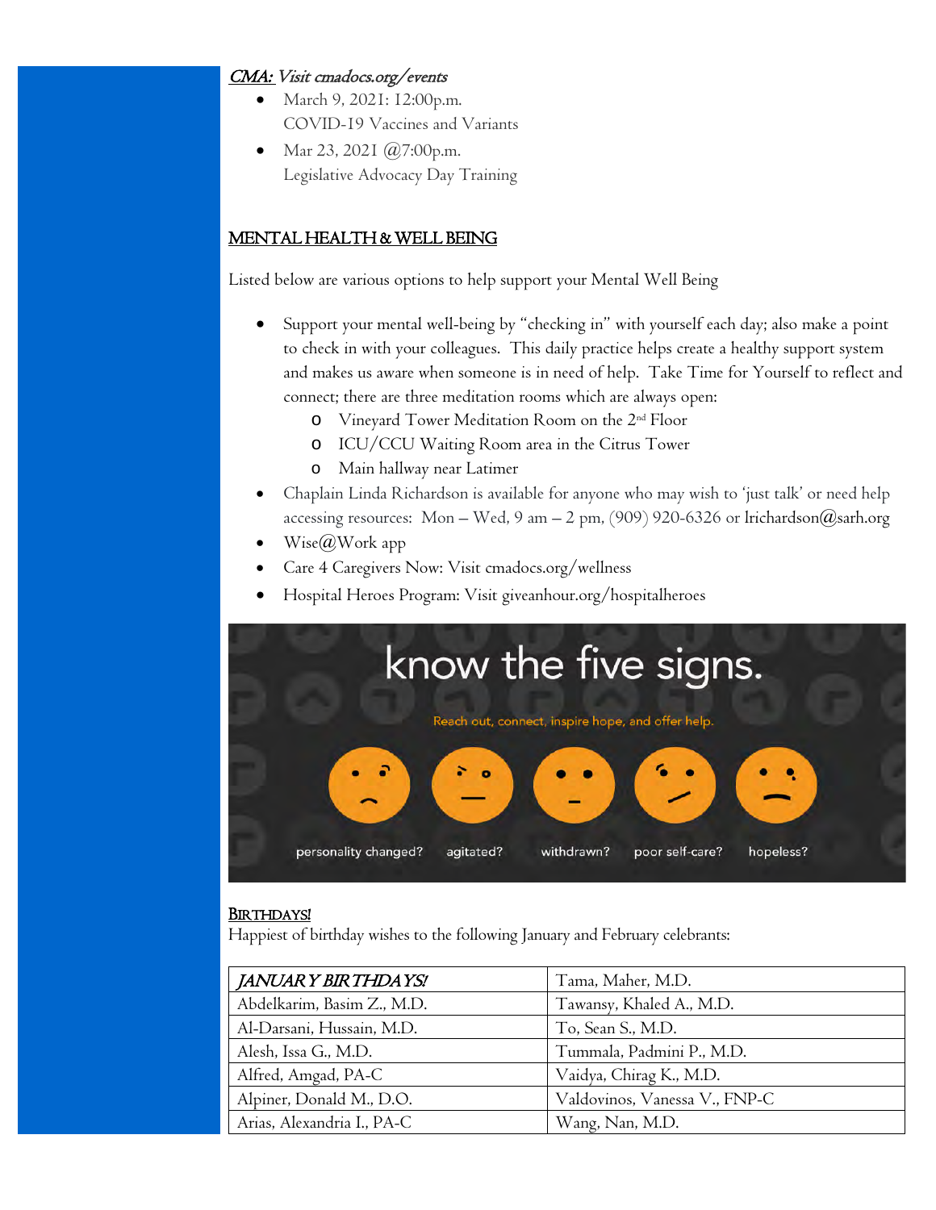*CMA: Visit cmadocs.org/events*

- March 9, 2021: 12:00p.m.
  COVID-19 Vaccines and Variants
- Mar 23, 2021 @7:00p.m.
  Legislative Advocacy Day Training

## MENTAL HEALTH & WELL BEING

Listed below are various options to help support your Mental Well Being

- Support your mental well-being by "checking in" with yourself each day; also make a point to check in with your colleagues. This daily practice helps create a healthy support system and makes us aware when someone is in need of help. Take Time for Yourself to reflect and connect; there are three meditation rooms which are always open:
  - Vineyard Tower Meditation Room on the 2nd Floor
  - ICU/CCU Waiting Room area in the Citrus Tower
  - Main hallway near Latimer
- Chaplain Linda Richardson is available for anyone who may wish to 'just talk' or need help accessing resources: Mon – Wed, 9 am – 2 pm, (909) 920-6326 or lrichardson@sarh.org
- Wise@Work app
- Care 4 Caregivers Now: Visit cmadocs.org/wellness
- Hospital Heroes Program: Visit giveanhour.org/hospitalheroes

know the five signs.

Reach out, connect, inspire hope, and offer help.

personality changed? agitated? withdrawn? poor self-care? hopeless?

## BIRTHDAYS!

Happiest of birthday wishes to the following January and February celebrants:

| *JANUARY BIRTHDAYS!* | Tama, Maher, M.D. |
|---|---|
| Abdelkarim, Basim Z., M.D. | Tawansy, Khaled A., M.D. |
| Al-Darsani, Hussain, M.D. | To, Sean S., M.D. |
| Alesh, Issa G., M.D. | Tummala, Padmini P., M.D. |
| Alfred, Amgad, PA-C | Vaidya, Chirag K., M.D. |
| Alpiner, Donald M., D.O. | Valdovinos, Vanessa V., FNP-C |
| Arias, Alexandria I., PA-C | Wang, Nan, M.D. |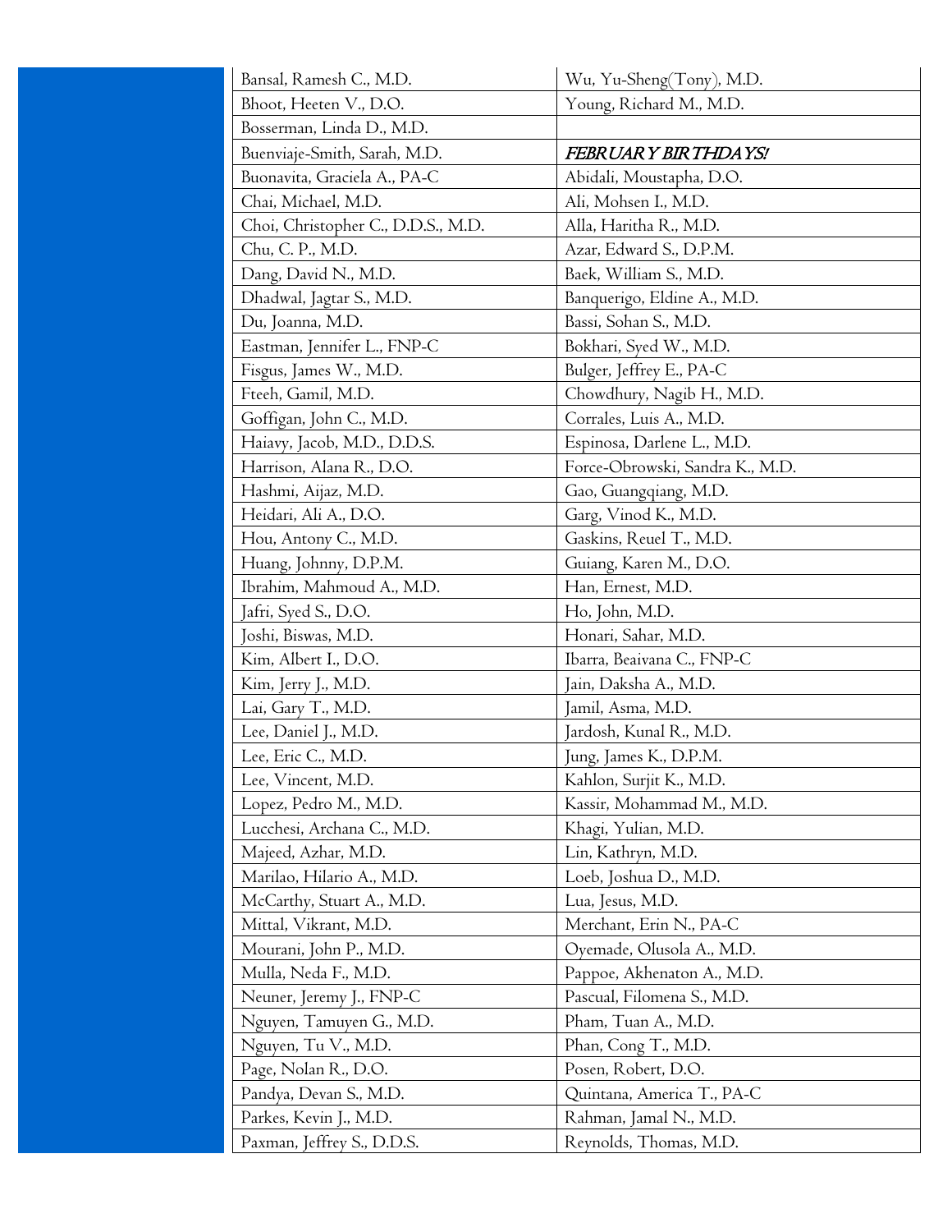| | |
|---|---|
| Bansal, Ramesh C., M.D. | Wu, Yu-Sheng(Tony), M.D. |
| Bhoot, Heeten V., D.O. | Young, Richard M., M.D. |
| Bosserman, Linda D., M.D. | |
| Buenviaje-Smith, Sarah, M.D. | ***FEBRUARY BIRTHDAYS!*** |
| Buonavita, Graciela A., PA-C | Abidali, Moustapha, D.O. |
| Chai, Michael, M.D. | Ali, Mohsen I., M.D. |
| Choi, Christopher C., D.D.S., M.D. | Alla, Haritha R., M.D. |
| Chu, C. P., M.D. | Azar, Edward S., D.P.M. |
| Dang, David N., M.D. | Baek, William S., M.D. |
| Dhadwal, Jagtar S., M.D. | Banquerigo, Eldine A., M.D. |
| Du, Joanna, M.D. | Bassi, Sohan S., M.D. |
| Eastman, Jennifer L., FNP-C | Bokhari, Syed W., M.D. |
| Fisgus, James W., M.D. | Bulger, Jeffrey E., PA-C |
| Fteeh, Gamil, M.D. | Chowdhury, Nagib H., M.D. |
| Goffigan, John C., M.D. | Corrales, Luis A., M.D. |
| Haiavy, Jacob, M.D., D.D.S. | Espinosa, Darlene L., M.D. |
| Harrison, Alana R., D.O. | Force-Obrowski, Sandra K., M.D. |
| Hashmi, Aijaz, M.D. | Gao, Guangqiang, M.D. |
| Heidari, Ali A., D.O. | Garg, Vinod K., M.D. |
| Hou, Antony C., M.D. | Gaskins, Reuel T., M.D. |
| Huang, Johnny, D.P.M. | Guiang, Karen M., D.O. |
| Ibrahim, Mahmoud A., M.D. | Han, Ernest, M.D. |
| Jafri, Syed S., D.O. | Ho, John, M.D. |
| Joshi, Biswas, M.D. | Honari, Sahar, M.D. |
| Kim, Albert I., D.O. | Ibarra, Beaivana C., FNP-C |
| Kim, Jerry J., M.D. | Jain, Daksha A., M.D. |
| Lai, Gary T., M.D. | Jamil, Asma, M.D. |
| Lee, Daniel J., M.D. | Jardosh, Kunal R., M.D. |
| Lee, Eric C., M.D. | Jung, James K., D.P.M. |
| Lee, Vincent, M.D. | Kahlon, Surjit K., M.D. |
| Lopez, Pedro M., M.D. | Kassir, Mohammad M., M.D. |
| Lucchesi, Archana C., M.D. | Khagi, Yulian, M.D. |
| Majeed, Azhar, M.D. | Lin, Kathryn, M.D. |
| Marilao, Hilario A., M.D. | Loeb, Joshua D., M.D. |
| McCarthy, Stuart A., M.D. | Lua, Jesus, M.D. |
| Mittal, Vikrant, M.D. | Merchant, Erin N., PA-C |
| Mourani, John P., M.D. | Oyemade, Olusola A., M.D. |
| Mulla, Neda F., M.D. | Pappoe, Akhenaton A., M.D. |
| Neuner, Jeremy J., FNP-C | Pascual, Filomena S., M.D. |
| Nguyen, Tamuyen G., M.D. | Pham, Tuan A., M.D. |
| Nguyen, Tu V., M.D. | Phan, Cong T., M.D. |
| Page, Nolan R., D.O. | Posen, Robert, D.O. |
| Pandya, Devan S., M.D. | Quintana, America T., PA-C |
| Parkes, Kevin J., M.D. | Rahman, Jamal N., M.D. |
| Paxman, Jeffrey S., D.D.S. | Reynolds, Thomas, M.D. |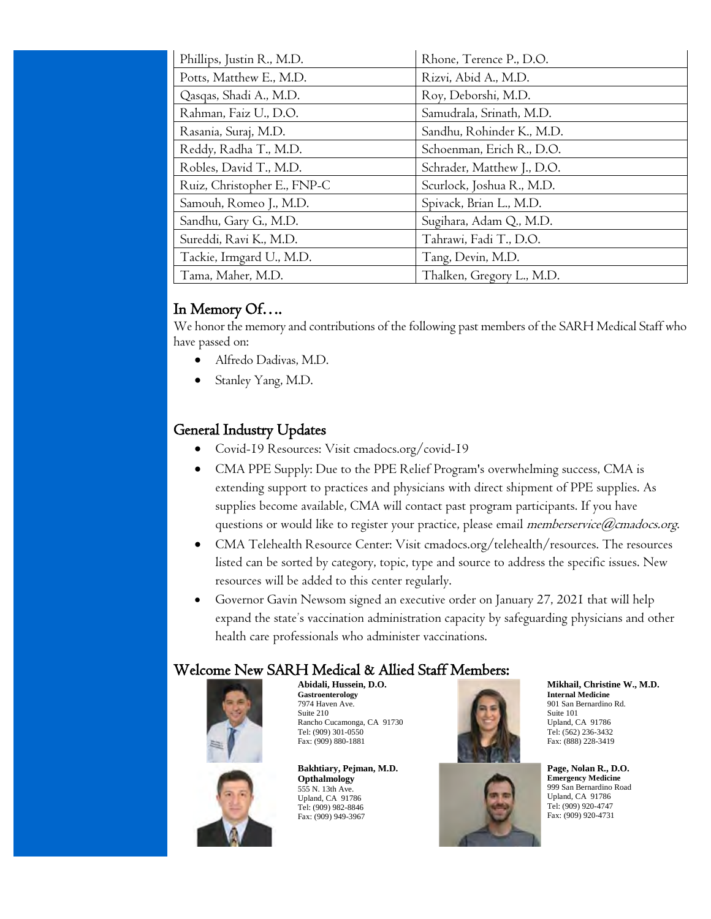| Phillips, Justin R., M.D. | Rhone, Terence P., D.O. |
|---|---|
| Potts, Matthew E., M.D. | Rizvi, Abid A., M.D. |
| Qasqas, Shadi A., M.D. | Roy, Deborshi, M.D. |
| Rahman, Faiz U., D.O. | Samudrala, Srinath, M.D. |
| Rasania, Suraj, M.D. | Sandhu, Rohinder K., M.D. |
| Reddy, Radha T., M.D. | Schoenman, Erich R., D.O. |
| Robles, David T., M.D. | Schrader, Matthew J., D.O. |
| Ruiz, Christopher E., FNP-C | Scurlock, Joshua R., M.D. |
| Samouh, Romeo J., M.D. | Spivack, Brian L., M.D. |
| Sandhu, Gary G., M.D. | Sugihara, Adam Q., M.D. |
| Sureddi, Ravi K., M.D. | Tahrawi, Fadi T., D.O. |
| Tackie, Irmgard U., M.D. | Tang, Devin, M.D. |
| Tama, Maher, M.D. | Thalken, Gregory L., M.D. |

## In Memory Of….

We honor the memory and contributions of the following past members of the SARH Medical Staff who have passed on:

- Alfredo Dadivas, M.D.
- Stanley Yang, M.D.

## General Industry Updates

- Covid-19 Resources: Visit cmadocs.org/covid-19
- CMA PPE Supply: Due to the PPE Relief Program's overwhelming success, CMA is extending support to practices and physicians with direct shipment of PPE supplies. As supplies become available, CMA will contact past program participants. If you have questions or would like to register your practice, please email *memberservice@cmadocs.org*.
- CMA Telehealth Resource Center: Visit cmadocs.org/telehealth/resources. The resources listed can be sorted by category, topic, type and source to address the specific issues. New resources will be added to this center regularly.
- Governor Gavin Newsom signed an executive order on January 27, 2021 that will help expand the state's vaccination administration capacity by safeguarding physicians and other health care professionals who administer vaccinations.

## Welcome New SARH Medical & Allied Staff Members:

**Abidali, Hussein, D.O.**
**Gastroenterology**
7974 Haven Ave.
Suite 210
Rancho Cucamonga, CA 91730
Tel: (909) 301-0550
Fax: (909) 880-1881

**Bakhtiary, Pejman, M.D.**
**Opthalmology**
555 N. 13th Ave.
Upland, CA 91786
Tel: (909) 982-8846
Fax: (909) 949-3967

**Mikhail, Christine W., M.D.**
**Internal Medicine**
901 San Bernardino Rd.
Suite 101
Upland, CA 91786
Tel: (562) 236-3432
Fax: (888) 228-3419

**Page, Nolan R., D.O.**
**Emergency Medicine**
999 San Bernardino Road
Upland, CA 91786
Tel: (909) 920-4747
Fax: (909) 920-4731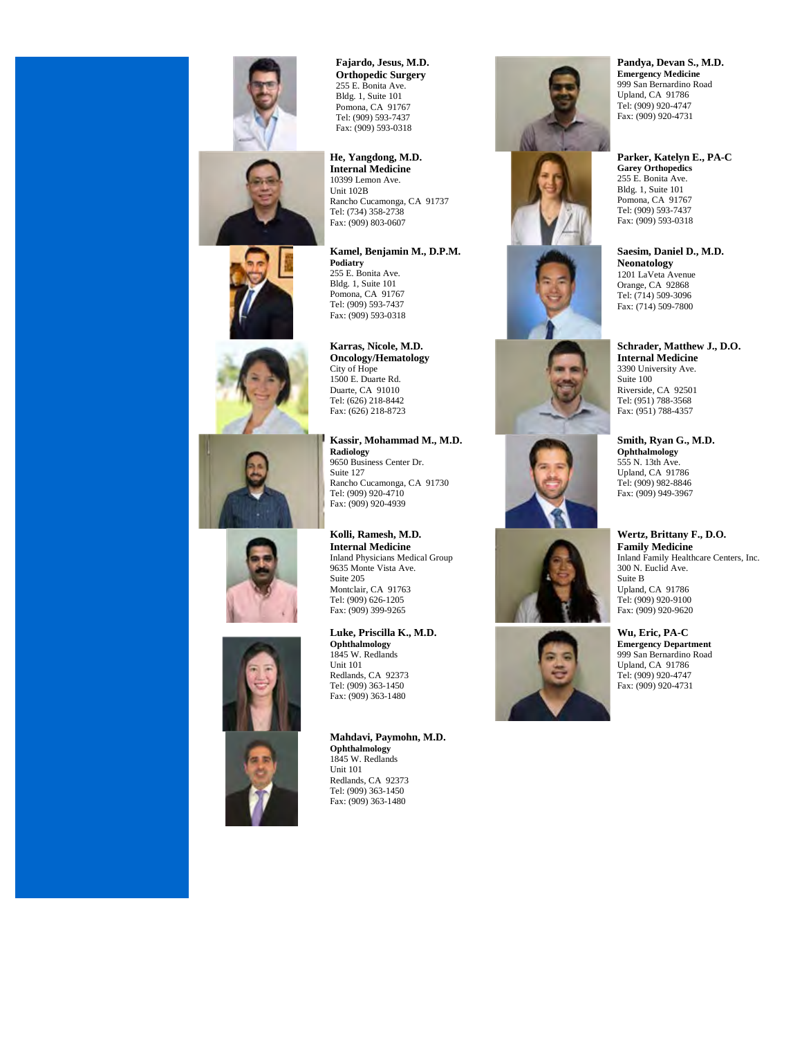**Fajardo, Jesus, M.D.**
**Orthopedic Surgery**
255 E. Bonita Ave.
Bldg. 1, Suite 101
Pomona, CA 91767
Tel: (909) 593-7437
Fax: (909) 593-0318

**He, Yangdong, M.D.**
**Internal Medicine**
10399 Lemon Ave.
Unit 102B
Rancho Cucamonga, CA 91737
Tel: (734) 358-2738
Fax: (909) 803-0607

**Kamel, Benjamin M., D.P.M.**
**Podiatry**
255 E. Bonita Ave.
Bldg. 1, Suite 101
Pomona, CA 91767
Tel: (909) 593-7437
Fax: (909) 593-0318

**Karras, Nicole, M.D.**
**Oncology/Hematology**
City of Hope
1500 E. Duarte Rd.
Duarte, CA 91010
Tel: (626) 218-8442
Fax: (626) 218-8723

**Kassir, Mohammad M., M.D.**
**Radiology**
9650 Business Center Dr.
Suite 127
Rancho Cucamonga, CA 91730
Tel: (909) 920-4710
Fax: (909) 920-4939

**Kolli, Ramesh, M.D.**
**Internal Medicine**
Inland Physicians Medical Group
9635 Monte Vista Ave.
Suite 205
Montclair, CA 91763
Tel: (909) 626-1205
Fax: (909) 399-9265

**Luke, Priscilla K., M.D.**
**Ophthalmology**
1845 W. Redlands
Unit 101
Redlands, CA 92373
Tel: (909) 363-1450
Fax: (909) 363-1480

**Mahdavi, Paymohn, M.D.**
**Ophthalmology**
1845 W. Redlands
Unit 101
Redlands, CA 92373
Tel: (909) 363-1450
Fax: (909) 363-1480

**Pandya, Devan S., M.D.**
**Emergency Medicine**
999 San Bernardino Road
Upland, CA 91786
Tel: (909) 920-4747
Fax: (909) 920-4731

**Parker, Katelyn E., PA-C**
**Garey Orthopedics**
255 E. Bonita Ave.
Bldg. 1, Suite 101
Pomona, CA 91767
Tel: (909) 593-7437
Fax: (909) 593-0318

**Saesim, Daniel D., M.D.**
**Neonatology**
1201 LaVeta Avenue
Orange, CA 92868
Tel: (714) 509-3096
Fax: (714) 509-7800

**Schrader, Matthew J., D.O.**
**Internal Medicine**
3390 University Ave.
Suite 100
Riverside, CA 92501
Tel: (951) 788-3568
Fax: (951) 788-4357

**Smith, Ryan G., M.D.**
**Ophthalmology**
555 N. 13th Ave.
Upland, CA 91786
Tel: (909) 982-8846
Fax: (909) 949-3967

**Wertz, Brittany F., D.O.**
**Family Medicine**
Inland Family Healthcare Centers, Inc.
300 N. Euclid Ave.
Suite B
Upland, CA 91786
Tel: (909) 920-9100
Fax: (909) 920-9620

**Wu, Eric, PA-C**
**Emergency Department**
999 San Bernardino Road
Upland, CA 91786
Tel: (909) 920-4747
Fax: (909) 920-4731